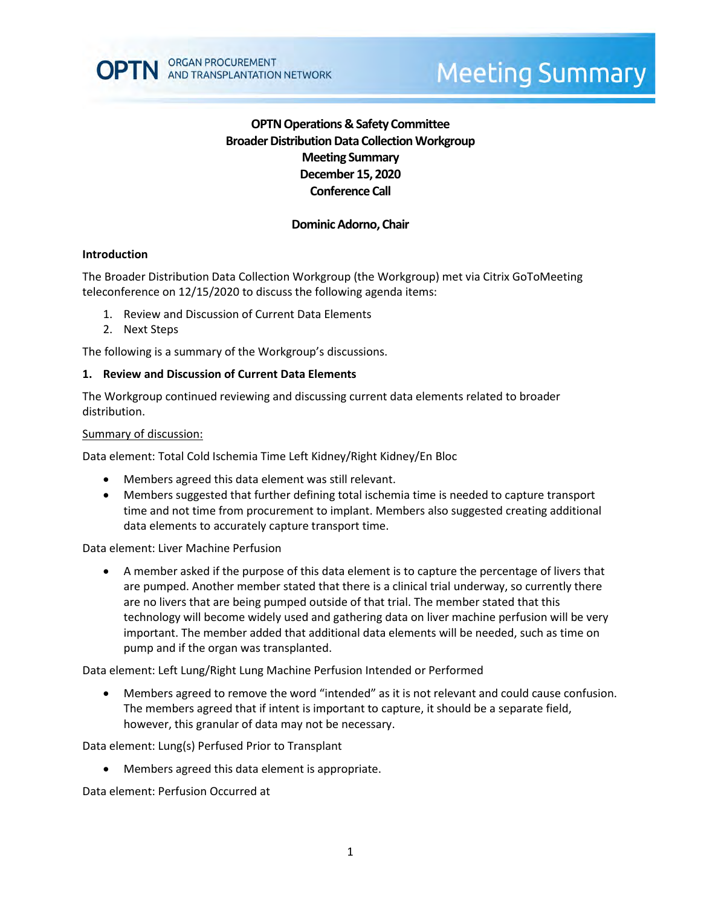# OPTN Operations & Safety Committee
# Broader Distribution Data Collection Workgroup
# Meeting Summary
# December 15, 2020
# Conference Call

**Dominic Adorno, Chair**

## Introduction

The Broader Distribution Data Collection Workgroup (the Workgroup) met via Citrix GoToMeeting teleconference on 12/15/2020 to discuss the following agenda items:

1. Review and Discussion of Current Data Elements
2. Next Steps

The following is a summary of the Workgroup's discussions.

## 1. Review and Discussion of Current Data Elements

The Workgroup continued reviewing and discussing current data elements related to broader distribution.

Summary of discussion:

Data element: Total Cold Ischemia Time Left Kidney/Right Kidney/En Bloc

- Members agreed this data element was still relevant.
- Members suggested that further defining total ischemia time is needed to capture transport time and not time from procurement to implant. Members also suggested creating additional data elements to accurately capture transport time.

Data element: Liver Machine Perfusion

- A member asked if the purpose of this data element is to capture the percentage of livers that are pumped. Another member stated that there is a clinical trial underway, so currently there are no livers that are being pumped outside of that trial. The member stated that this technology will become widely used and gathering data on liver machine perfusion will be very important. The member added that additional data elements will be needed, such as time on pump and if the organ was transplanted.

Data element: Left Lung/Right Lung Machine Perfusion Intended or Performed

- Members agreed to remove the word "intended" as it is not relevant and could cause confusion. The members agreed that if intent is important to capture, it should be a separate field, however, this granular of data may not be necessary.

Data element: Lung(s) Perfused Prior to Transplant

- Members agreed this data element is appropriate.

Data element: Perfusion Occurred at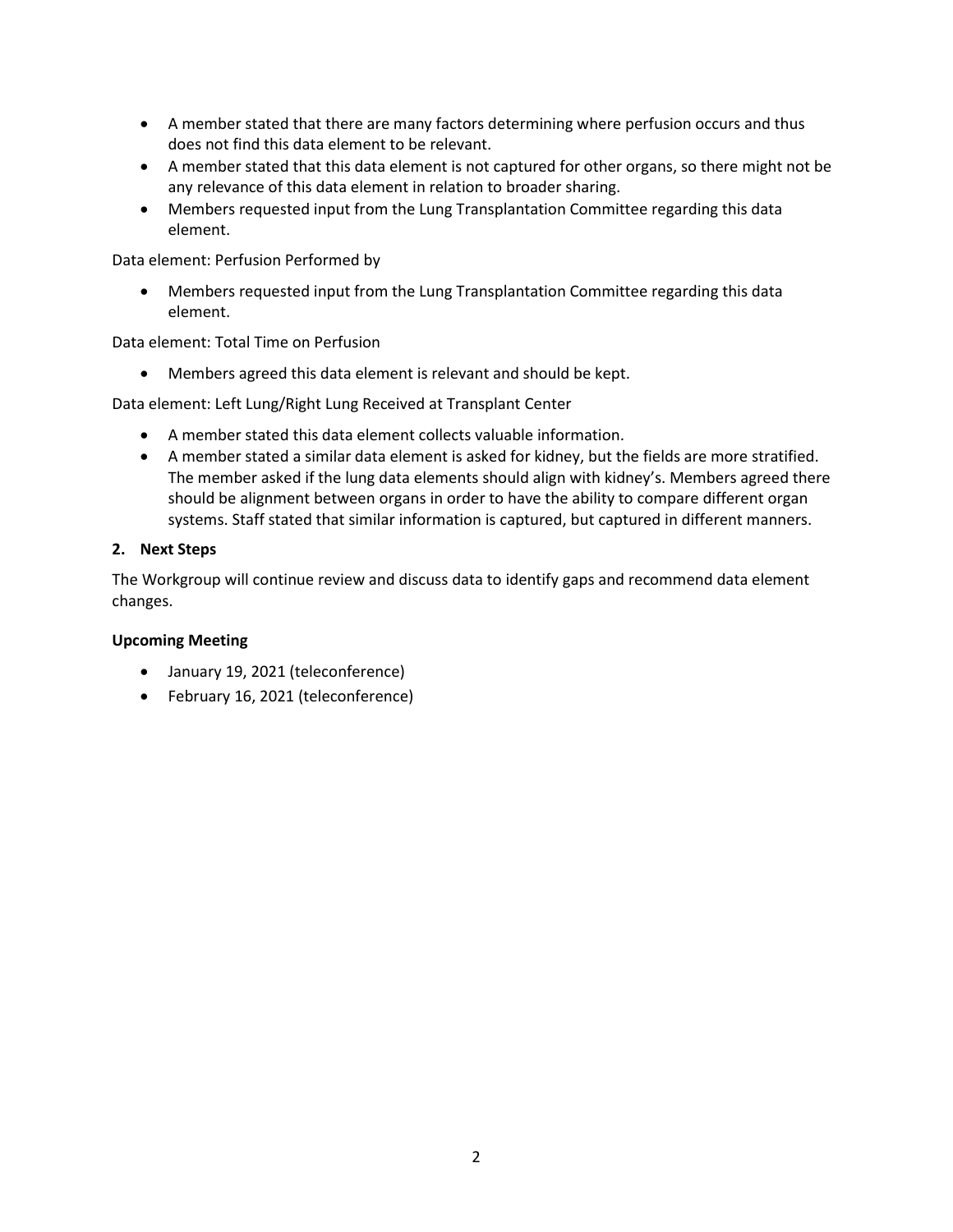- A member stated that there are many factors determining where perfusion occurs and thus does not find this data element to be relevant.
- A member stated that this data element is not captured for other organs, so there might not be any relevance of this data element in relation to broader sharing.
- Members requested input from the Lung Transplantation Committee regarding this data element.

Data element: Perfusion Performed by

- Members requested input from the Lung Transplantation Committee regarding this data element.

Data element: Total Time on Perfusion

- Members agreed this data element is relevant and should be kept.

Data element: Left Lung/Right Lung Received at Transplant Center

- A member stated this data element collects valuable information.
- A member stated a similar data element is asked for kidney, but the fields are more stratified. The member asked if the lung data elements should align with kidney's. Members agreed there should be alignment between organs in order to have the ability to compare different organ systems. Staff stated that similar information is captured, but captured in different manners.

**2. Next Steps**

The Workgroup will continue review and discuss data to identify gaps and recommend data element changes.

**Upcoming Meeting**

- January 19, 2021 (teleconference)
- February 16, 2021 (teleconference)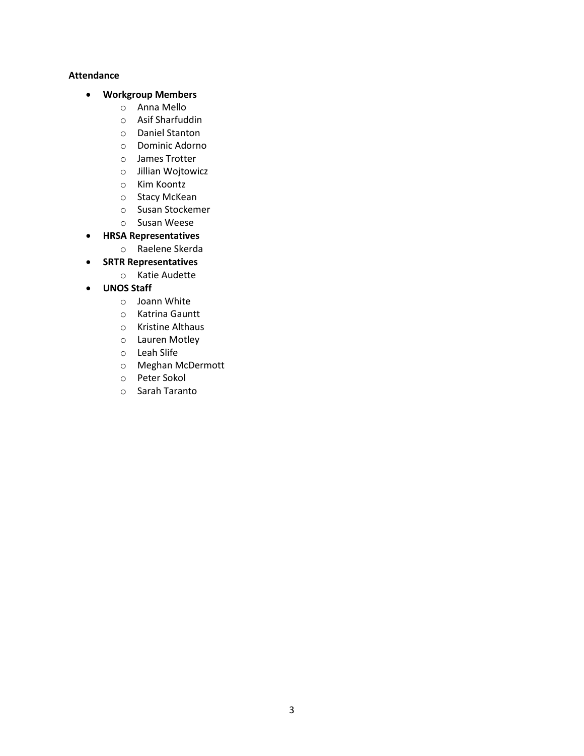**Attendance**

- **Workgroup Members**
  - Anna Mello
  - Asif Sharfuddin
  - Daniel Stanton
  - Dominic Adorno
  - James Trotter
  - Jillian Wojtowicz
  - Kim Koontz
  - Stacy McKean
  - Susan Stockemer
  - Susan Weese
- **HRSA Representatives**
  - Raelene Skerda
- **SRTR Representatives**
  - Katie Audette
- **UNOS Staff**
  - Joann White
  - Katrina Gauntt
  - Kristine Althaus
  - Lauren Motley
  - Leah Slife
  - Meghan McDermott
  - Peter Sokol
  - Sarah Taranto